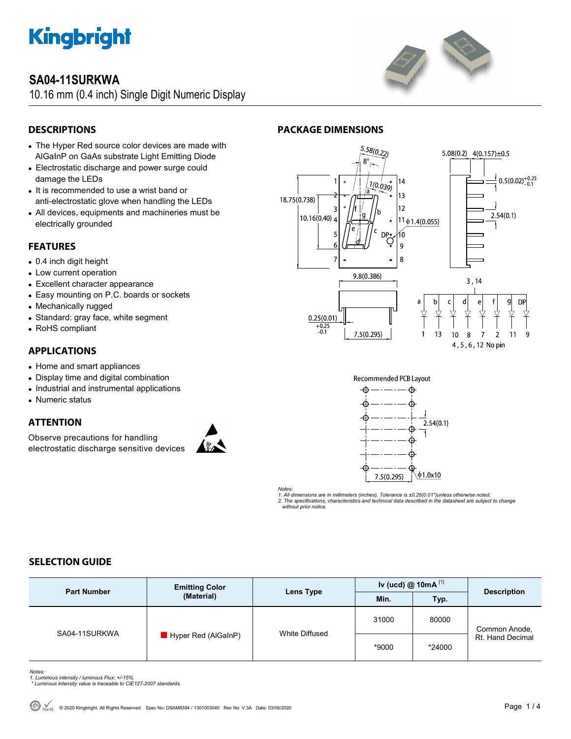# Kingbright

## SA04-11SURKWA

10.16 mm (0.4 inch) Single Digit Numeric Display

## DESCRIPTIONS

- The Hyper Red source color devices are made with AlGaInP on GaAs substrate Light Emitting Diode
- Electrostatic discharge and power surge could damage the LEDs
- It is recommended to use a wrist band or anti-electrostatic glove when handling the LEDs
- All devices, equipments and machineries must be electrically grounded

## FEATURES

- 0.4 inch digit height
- Low current operation
- Excellent character appearance
- Easy mounting on P.C. boards or sockets
- Mechanically rugged
- Standard: gray face, white segment
- RoHS compliant

## APPLICATIONS

- Home and smart appliances
- Display time and digital combination
- Industrial and instrumental applications
- Numeric status

## ATTENTION

Observe precautions for handling electrostatic discharge sensitive devices

## PACKAGE DIMENSIONS

Recommended PCB Layout

*Notes:*
*1. All dimensions are in millimeters (inches), Tolerance is ±0.25(0.01")unless otherwise noted.*
*2. The specifications, characteristics and technical data described in the datasheet are subject to change without prior notice.*

## SELECTION GUIDE

| Part Number | Emitting Color (Material) | Lens Type | Iv (ucd) @ 10mA [1] | | Description |
|---|---|---|---|---|---|
| | | | Min. | Typ. | |
| SA04-11SURKWA | Hyper Red (AlGaInP) | White Diffused | 31000 | 80000 | Common Anode, Rt. Hand Decimal |
| | | | *9000 | *24000 | |

*Notes:*
*1. Luminous intensity / luminous Flux: +/-15%.*
*\* Luminous intensity value is traceable to CIE127-2007 standards.*

© 2020 Kingbright. All Rights Reserved. Spec No: DSAM8394 / 1301003040 Rev No: V.3A Date: 03/06/2020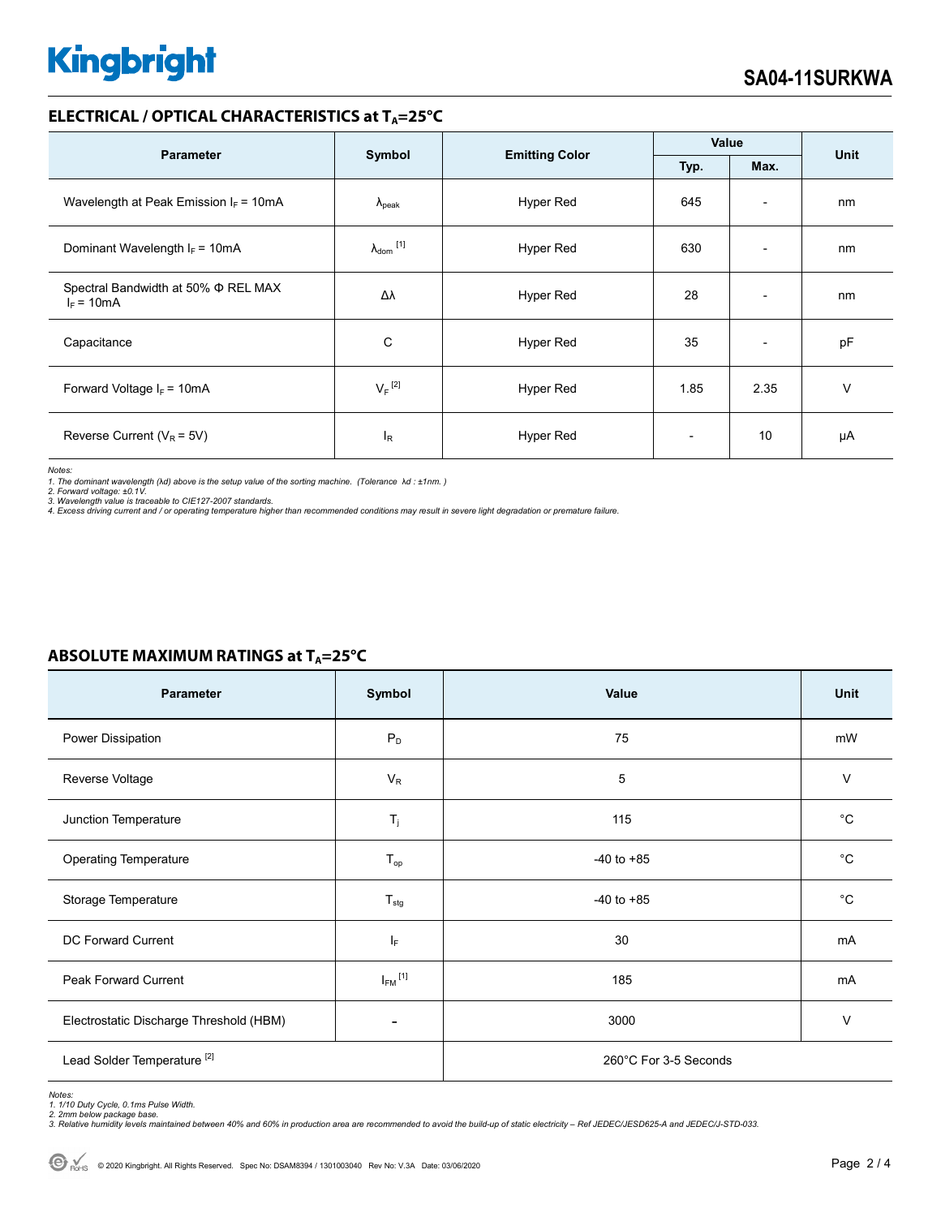## ELECTRICAL / OPTICAL CHARACTERISTICS at $T_A$=25°C

| Parameter | Symbol | Emitting Color | Value | | Unit |
|---|---|---|---|---|---|
| | | | Typ. | Max. | |
| Wavelength at Peak Emission $I_F$ = 10mA | $\lambda_{peak}$ | Hyper Red | 645 | - | nm |
| Dominant Wavelength $I_F$ = 10mA | $\lambda_{dom}$ [1] | Hyper Red | 630 | - | nm |
| Spectral Bandwidth at 50% Φ REL MAX $I_F$ = 10mA | Δλ | Hyper Red | 28 | - | nm |
| Capacitance | C | Hyper Red | 35 | - | pF |
| Forward Voltage $I_F$ = 10mA | $V_F$ [2] | Hyper Red | 1.85 | 2.35 | V |
| Reverse Current ($V_R$ = 5V) | $I_R$ | Hyper Red | - | 10 | μA |

*Notes:*
*1. The dominant wavelength (λd) above is the setup value of the sorting machine. (Tolerance λd : ±1nm. )*
*2. Forward voltage: ±0.1V.*
*3. Wavelength value is traceable to CIE127-2007 standards.*
*4. Excess driving current and / or operating temperature higher than recommended conditions may result in severe light degradation or premature failure.*

## ABSOLUTE MAXIMUM RATINGS at $T_A$=25°C

| Parameter | Symbol | Value | Unit |
|---|---|---|---|
| Power Dissipation | $P_D$ | 75 | mW |
| Reverse Voltage | $V_R$ | 5 | V |
| Junction Temperature | $T_j$ | 115 | °C |
| Operating Temperature | $T_{op}$ | -40 to +85 | °C |
| Storage Temperature | $T_{stg}$ | -40 to +85 | °C |
| DC Forward Current | $I_F$ | 30 | mA |
| Peak Forward Current | $I_{FM}$ [1] | 185 | mA |
| Electrostatic Discharge Threshold (HBM) | - | 3000 | V |
| Lead Solder Temperature [2] | | 260°C For 3-5 Seconds | |

*Notes:*
*1. 1/10 Duty Cycle, 0.1ms Pulse Width.*
*2. 2mm below package base.*
*3. Relative humidity levels maintained between 40% and 60% in production area are recommended to avoid the build-up of static electricity – Ref JEDEC/JESD625-A and JEDEC/J-STD-033.*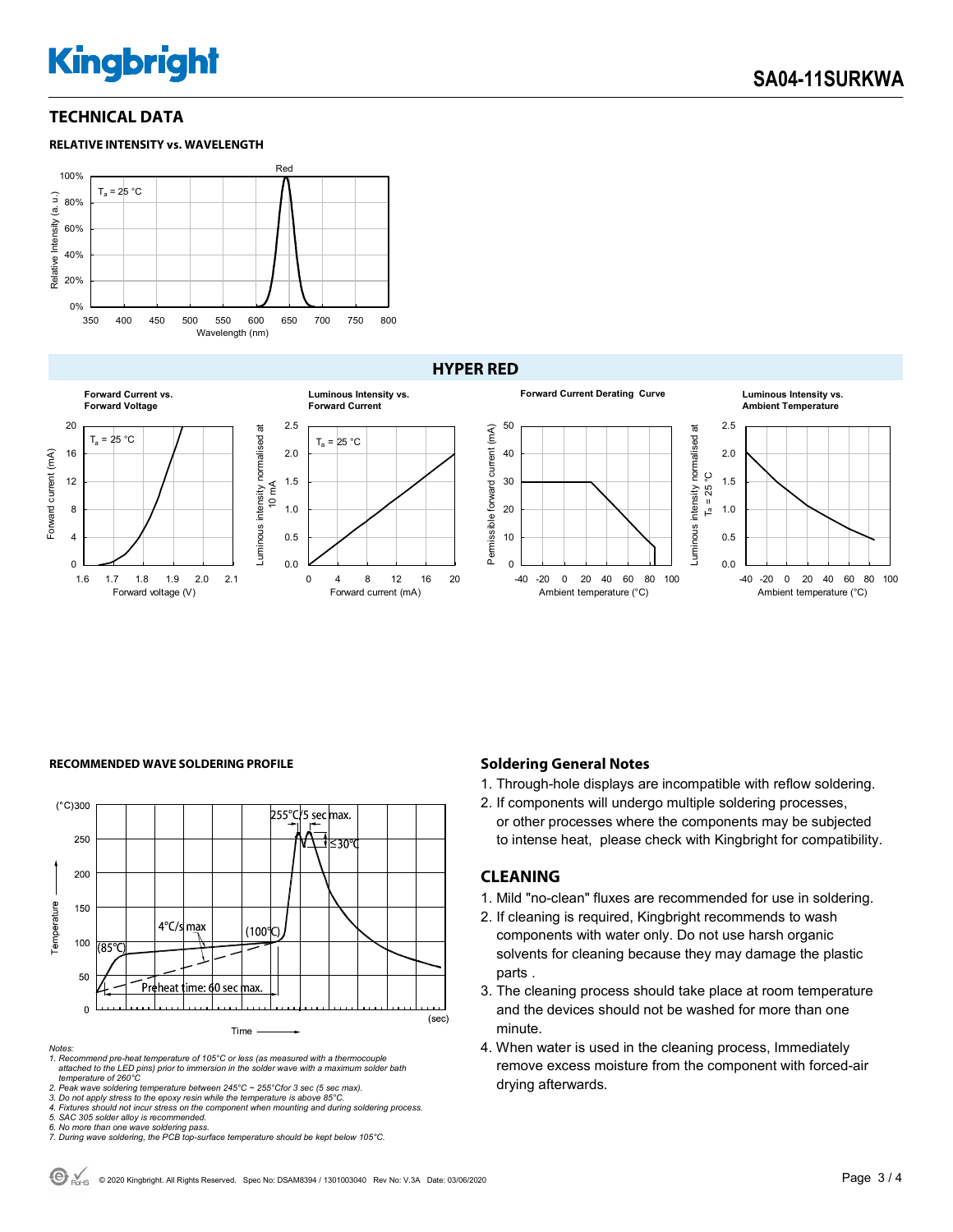## TECHNICAL DATA

**RELATIVE INTENSITY vs. WAVELENGTH**

Red

$T_a$ = 25 °C

Relative Intensity (a. u.)

100%
80%
60%
40%
20%
0%

350 400 450 500 550 600 650 700 750 800

Wavelength (nm)

## HYPER RED

**Forward Current vs. Forward Voltage**

$T_a$ = 25 °C

Forward current (mA)

Forward voltage (V)

**Luminous Intensity vs. Forward Current**

$T_a$ = 25 °C

Luminous intensity normalised at 10 mA

Forward current (mA)

**Forward Current Derating Curve**

Permissible forward current (mA)

Ambient temperature (°C)

**Luminous Intensity vs. Ambient Temperature**

Luminous intensity normalised at $T_a$ = 25 °C

Ambient temperature (°C)

**RECOMMENDED WAVE SOLDERING PROFILE**

(°C) Temperature

255°C/5 sec max.

≤30°C

4°C/s max

(100°C)

(85°C)

Preheat time: 60 sec max.

Time (sec)

*Notes:*

1. *Recommend pre-heat temperature of 105°C or less (as measured with a thermocouple attached to the LED pins) prior to immersion in the solder wave with a maximum solder bath temperature of 260°C*
2. *Peak wave soldering temperature between 245°C ~ 255°Cfor 3 sec (5 sec max).*
3. *Do not apply stress to the epoxy resin while the temperature is above 85°C.*
4. *Fixtures should not incur stress on the component when mounting and during soldering process.*
5. *SAC 305 solder alloy is recommended.*
6. *No more than one wave soldering pass.*
7. *During wave soldering, the PCB top-surface temperature should be kept below 105°C.*

### Soldering General Notes

1. Through-hole displays are incompatible with reflow soldering.
2. If components will undergo multiple soldering processes, or other processes where the components may be subjected to intense heat, please check with Kingbright for compatibility.

## CLEANING

1. Mild "no-clean" fluxes are recommended for use in soldering.
2. If cleaning is required, Kingbright recommends to wash components with water only. Do not use harsh organic solvents for cleaning because they may damage the plastic parts .
3. The cleaning process should take place at room temperature and the devices should not be washed for more than one minute.
4. When water is used in the cleaning process, Immediately remove excess moisture from the component with forced-air drying afterwards.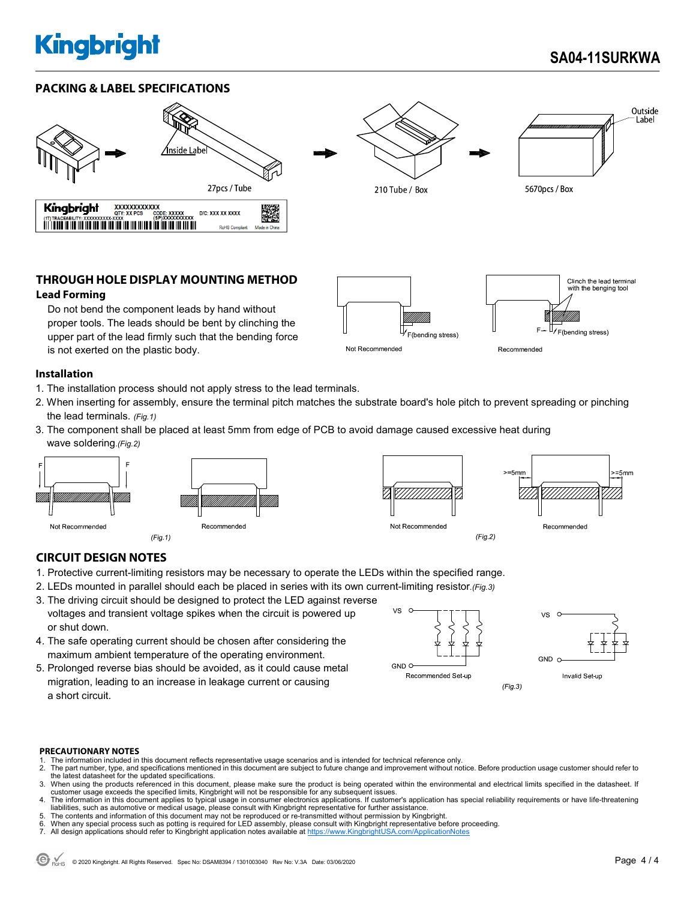## PACKING & LABEL SPECIFICATIONS

Inside Label

27pcs / Tube

210 Tube / Box

5670pcs / Box

Outside Label

## THROUGH HOLE DISPLAY MOUNTING METHOD

### Lead Forming

Do not bend the component leads by hand without proper tools. The leads should be bent by clinching the upper part of the lead firmly such that the bending force is not exerted on the plastic body.

F(bending stress)

Not Recommended

Clinch the lead terminal with the benging tool

F(bending stress)

Recommended

### Installation

1. The installation process should not apply stress to the lead terminals.
2. When inserting for assembly, ensure the terminal pitch matches the substrate board's hole pitch to prevent spreading or pinching the lead terminals. *(Fig.1)*
3. The component shall be placed at least 5mm from edge of PCB to avoid damage caused excessive heat during wave soldering.*(Fig.2)*

Not Recommended

Recommended

*(Fig.1)*

Not Recommended

>=5mm

>=5mm

Recommended

*(Fig.2)*

## CIRCUIT DESIGN NOTES

1. Protective current-limiting resistors may be necessary to operate the LEDs within the specified range.
2. LEDs mounted in parallel should each be placed in series with its own current-limiting resistor.*(Fig.3)*
3. The driving circuit should be designed to protect the LED against reverse voltages and transient voltage spikes when the circuit is powered up or shut down.
4. The safe operating current should be chosen after considering the maximum ambient temperature of the operating environment.
5. Prolonged reverse bias should be avoided, as it could cause metal migration, leading to an increase in leakage current or causing a short circuit.

VS

GND

Recommended Set-up

VS

GND

Invalid Set-up

*(Fig.3)*

#### PRECAUTIONARY NOTES

1. The information included in this document reflects representative usage scenarios and is intended for technical reference only.
2. The part number, type, and specifications mentioned in this document are subject to future change and improvement without notice. Before production usage customer should refer to the latest datasheet for the updated specifications.
3. When using the products referenced in this document, please make sure the product is being operated within the environmental and electrical limits specified in the datasheet. If customer usage exceeds the specified limits, Kingbright will not be responsible for any subsequent issues.
4. The information in this document applies to typical usage in consumer electronics applications. If customer's application has special reliability requirements or have life-threatening liabilities, such as automotive or medical usage, please consult with Kingbright representative for further assistance.
5. The contents and information of this document may not be reproduced or re-transmitted without permission by Kingbright.
6. When any special process such as potting is required for LED assembly, please consult with Kingbright representative before proceeding.
7. All design applications should refer to Kingbright application notes available at https://www.KingbrightUSA.com/ApplicationNotes

© 2020 Kingbright. All Rights Reserved. Spec No: DSAM8394 / 1301003040 Rev No: V.3A Date: 03/06/2020